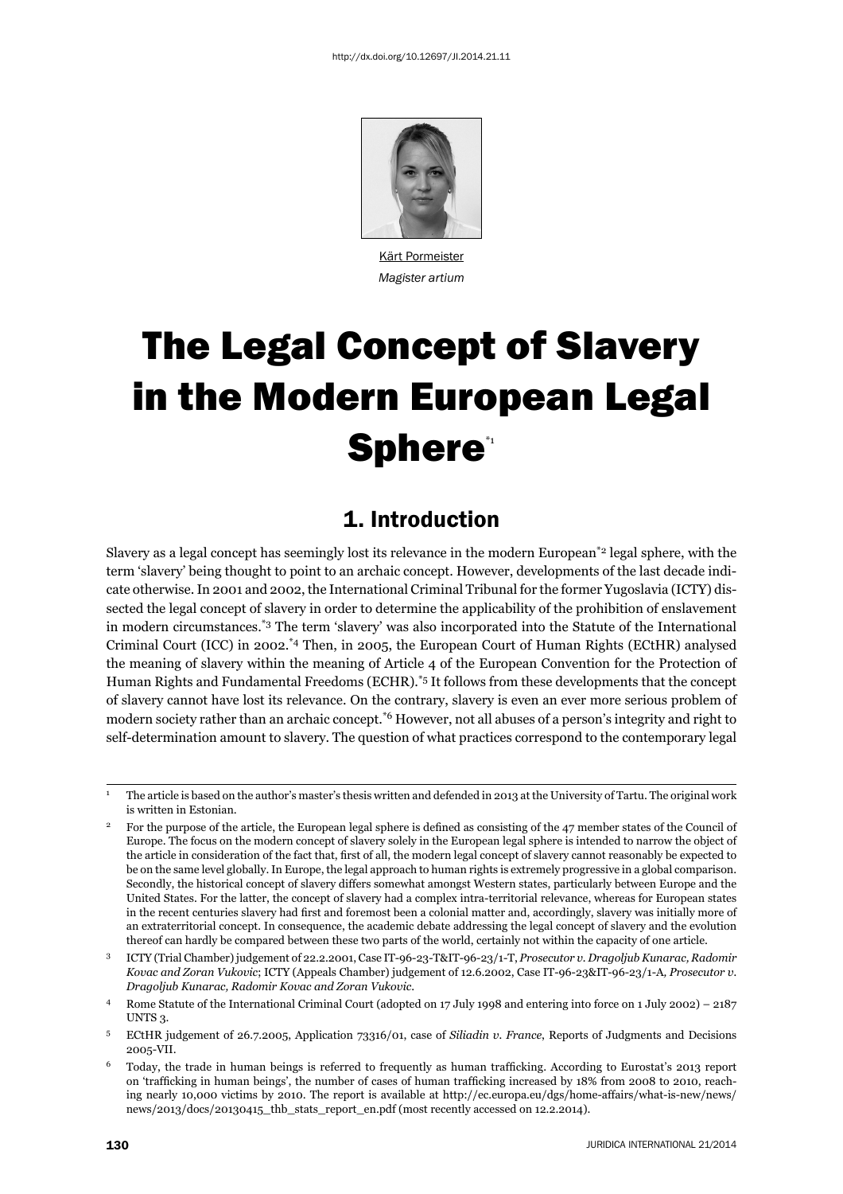http://dx.doi.org/10.12697/JI.2014.21.11

Kärt Pormeister
*Magister artium*

# The Legal Concept of Slavery in the Modern European Legal Sphere[*1]

## 1. Introduction

Slavery as a legal concept has seemingly lost its relevance in the modern European[*2] legal sphere, with the term 'slavery' being thought to point to an archaic concept. However, developments of the last decade indicate otherwise. In 2001 and 2002, the International Criminal Tribunal for the former Yugoslavia (ICTY) dissected the legal concept of slavery in order to determine the applicability of the prohibition of enslavement in modern circumstances.[*3] The term 'slavery' was also incorporated into the Statute of the International Criminal Court (ICC) in 2002.[*4] Then, in 2005, the European Court of Human Rights (ECtHR) analysed the meaning of slavery within the meaning of Article 4 of the European Convention for the Protection of Human Rights and Fundamental Freedoms (ECHR).[*5] It follows from these developments that the concept of slavery cannot have lost its relevance. On the contrary, slavery is even an ever more serious problem of modern society rather than an archaic concept.[*6] However, not all abuses of a person's integrity and right to self-determination amount to slavery. The question of what practices correspond to the contemporary legal

---

[1] The article is based on the author's master's thesis written and defended in 2013 at the University of Tartu. The original work is written in Estonian.

[2] For the purpose of the article, the European legal sphere is defined as consisting of the 47 member states of the Council of Europe. The focus on the modern concept of slavery solely in the European legal sphere is intended to narrow the object of the article in consideration of the fact that, first of all, the modern legal concept of slavery cannot reasonably be expected to be on the same level globally. In Europe, the legal approach to human rights is extremely progressive in a global comparison. Secondly, the historical concept of slavery differs somewhat amongst Western states, particularly between Europe and the United States. For the latter, the concept of slavery had a complex intra-territorial relevance, whereas for European states in the recent centuries slavery had first and foremost been a colonial matter and, accordingly, slavery was initially more of an extraterritorial concept. In consequence, the academic debate addressing the legal concept of slavery and the evolution thereof can hardly be compared between these two parts of the world, certainly not within the capacity of one article.

[3] ICTY (Trial Chamber) judgement of 22.2.2001, Case IT-96-23-T&IT-96-23/1-T, *Prosecutor v. Dragoljub Kunarac, Radomir Kovac and Zoran Vukovic*; ICTY (Appeals Chamber) judgement of 12.6.2002, Case IT-96-23&IT-96-23/1-A, *Prosecutor v. Dragoljub Kunarac, Radomir Kovac and Zoran Vukovic*.

[4] Rome Statute of the International Criminal Court (adopted on 17 July 1998 and entering into force on 1 July 2002) – 2187 UNTS 3.

[5] ECtHR judgement of 26.7.2005, Application 73316/01, case of *Siliadin v. France*, Reports of Judgments and Decisions 2005-VII.

[6] Today, the trade in human beings is referred to frequently as human trafficking. According to Eurostat's 2013 report on 'trafficking in human beings', the number of cases of human trafficking increased by 18% from 2008 to 2010, reaching nearly 10,000 victims by 2010. The report is available at http://ec.europa.eu/dgs/home-affairs/what-is-new/news/news/2013/docs/20130415_thb_stats_report_en.pdf (most recently accessed on 12.2.2014).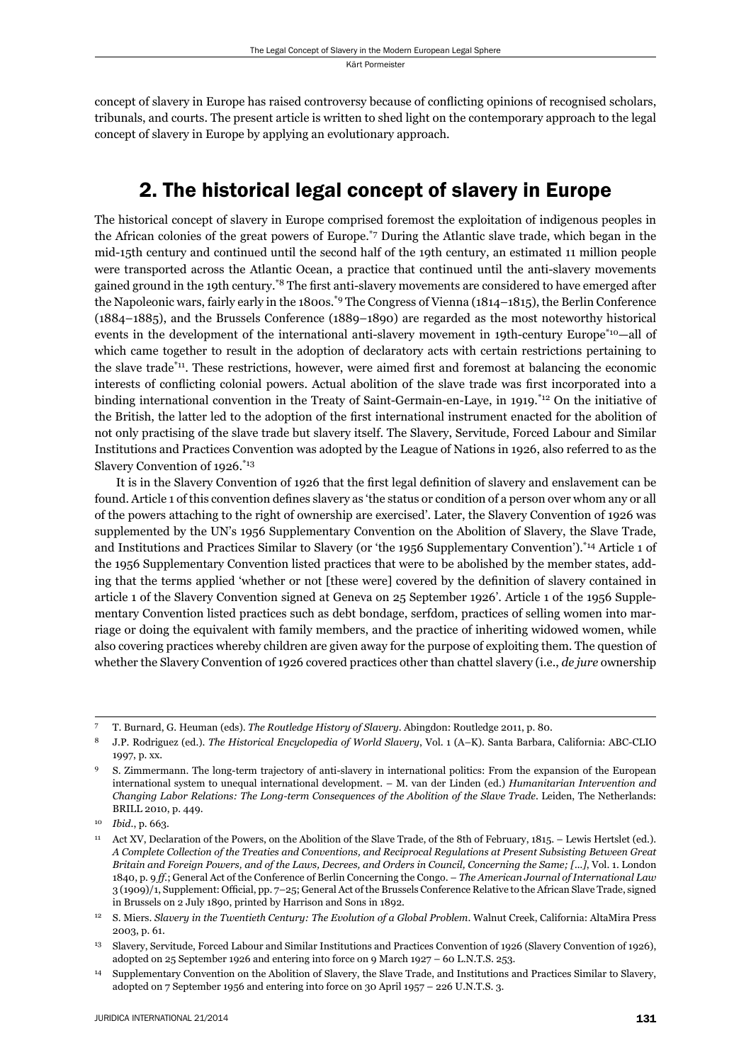concept of slavery in Europe has raised controversy because of conflicting opinions of recognised scholars, tribunals, and courts. The present article is written to shed light on the contemporary approach to the legal concept of slavery in Europe by applying an evolutionary approach.

## 2. The historical legal concept of slavery in Europe

The historical concept of slavery in Europe comprised foremost the exploitation of indigenous peoples in the African colonies of the great powers of Europe.[7] During the Atlantic slave trade, which began in the mid-15th century and continued until the second half of the 19th century, an estimated 11 million people were transported across the Atlantic Ocean, a practice that continued until the anti-slavery movements gained ground in the 19th century.[8] The first anti-slavery movements are considered to have emerged after the Napoleonic wars, fairly early in the 1800s.[9] The Congress of Vienna (1814–1815), the Berlin Conference (1884–1885), and the Brussels Conference (1889–1890) are regarded as the most noteworthy historical events in the development of the international anti-slavery movement in 19th-century Europe[10]—all of which came together to result in the adoption of declaratory acts with certain restrictions pertaining to the slave trade[11]. These restrictions, however, were aimed first and foremost at balancing the economic interests of conflicting colonial powers. Actual abolition of the slave trade was first incorporated into a binding international convention in the Treaty of Saint-Germain-en-Laye, in 1919.[12] On the initiative of the British, the latter led to the adoption of the first international instrument enacted for the abolition of not only practising of the slave trade but slavery itself. The Slavery, Servitude, Forced Labour and Similar Institutions and Practices Convention was adopted by the League of Nations in 1926, also referred to as the Slavery Convention of 1926.[13]

It is in the Slavery Convention of 1926 that the first legal definition of slavery and enslavement can be found. Article 1 of this convention defines slavery as 'the status or condition of a person over whom any or all of the powers attaching to the right of ownership are exercised'. Later, the Slavery Convention of 1926 was supplemented by the UN's 1956 Supplementary Convention on the Abolition of Slavery, the Slave Trade, and Institutions and Practices Similar to Slavery (or 'the 1956 Supplementary Convention').[14] Article 1 of the 1956 Supplementary Convention listed practices that were to be abolished by the member states, adding that the terms applied 'whether or not [these were] covered by the definition of slavery contained in article 1 of the Slavery Convention signed at Geneva on 25 September 1926'. Article 1 of the 1956 Supplementary Convention listed practices such as debt bondage, serfdom, practices of selling women into marriage or doing the equivalent with family members, and the practice of inheriting widowed women, while also covering practices whereby children are given away for the purpose of exploiting them. The question of whether the Slavery Convention of 1926 covered practices other than chattel slavery (i.e., *de jure* ownership

---

[7] T. Burnard, G. Heuman (eds). *The Routledge History of Slavery*. Abingdon: Routledge 2011, p. 80.

[8] J.P. Rodriguez (ed.). *The Historical Encyclopedia of World Slavery*, Vol. 1 (A–K). Santa Barbara, California: ABC-CLIO 1997, p. xx.

[9] S. Zimmermann. The long-term trajectory of anti-slavery in international politics: From the expansion of the European international system to unequal international development. – M. van der Linden (ed.) *Humanitarian Intervention and Changing Labor Relations: The Long-term Consequences of the Abolition of the Slave Trade*. Leiden, The Netherlands: BRILL 2010, p. 449.

[10] *Ibid*., p. 663.

[11] Act XV, Declaration of the Powers, on the Abolition of the Slave Trade, of the 8th of February, 1815. – Lewis Hertslet (ed.). *A Complete Collection of the Treaties and Conventions, and Reciprocal Regulations at Present Subsisting Between Great Britain and Foreign Powers, and of the Laws, Decrees, and Orders in Council, Concerning the Same; […]*, Vol. 1. London 1840, p. 9 *ff*.; General Act of the Conference of Berlin Concerning the Congo. – *The American Journal of International Law* 3 (1909)/1, Supplement: Official, pp. 7–25; General Act of the Brussels Conference Relative to the African Slave Trade, signed in Brussels on 2 July 1890, printed by Harrison and Sons in 1892.

[12] S. Miers. *Slavery in the Twentieth Century: The Evolution of a Global Problem*. Walnut Creek, California: AltaMira Press 2003, p. 61.

[13] Slavery, Servitude, Forced Labour and Similar Institutions and Practices Convention of 1926 (Slavery Convention of 1926), adopted on 25 September 1926 and entering into force on 9 March 1927 – 60 L.N.T.S. 253.

[14] Supplementary Convention on the Abolition of Slavery, the Slave Trade, and Institutions and Practices Similar to Slavery, adopted on 7 September 1956 and entering into force on 30 April 1957 – 226 U.N.T.S. 3.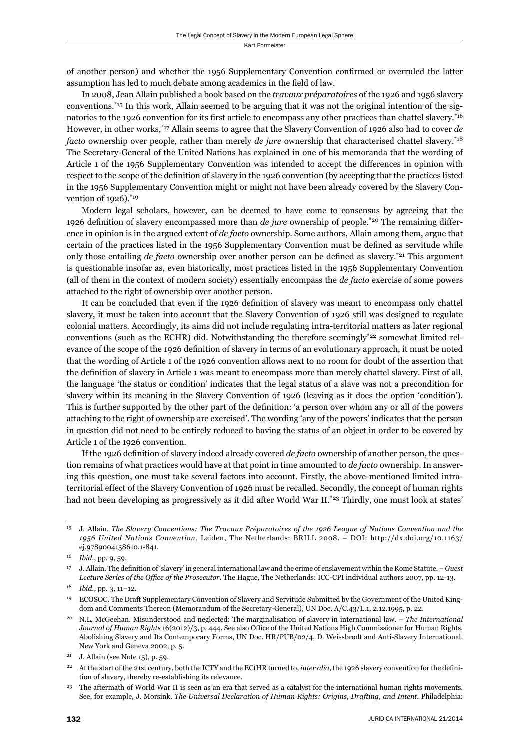of another person) and whether the 1956 Supplementary Convention confirmed or overruled the latter assumption has led to much debate among academics in the field of law.

In 2008, Jean Allain published a book based on the *travaux préparatoires* of the 1926 and 1956 slavery conventions.[*15] In this work, Allain seemed to be arguing that it was not the original intention of the signatories to the 1926 convention for its first article to encompass any other practices than chattel slavery.[*16] However, in other works,[*17] Allain seems to agree that the Slavery Convention of 1926 also had to cover *de facto* ownership over people, rather than merely *de jure* ownership that characterised chattel slavery.[*18] The Secretary-General of the United Nations has explained in one of his memoranda that the wording of Article 1 of the 1956 Supplementary Convention was intended to accept the differences in opinion with respect to the scope of the definition of slavery in the 1926 convention (by accepting that the practices listed in the 1956 Supplementary Convention might or might not have been already covered by the Slavery Convention of 1926).[*19]

Modern legal scholars, however, can be deemed to have come to consensus by agreeing that the 1926 definition of slavery encompassed more than *de jure* ownership of people.[*20] The remaining difference in opinion is in the argued extent of *de facto* ownership. Some authors, Allain among them, argue that certain of the practices listed in the 1956 Supplementary Convention must be defined as servitude while only those entailing *de facto* ownership over another person can be defined as slavery.[*21] This argument is questionable insofar as, even historically, most practices listed in the 1956 Supplementary Convention (all of them in the context of modern society) essentially encompass the *de facto* exercise of some powers attached to the right of ownership over another person.

It can be concluded that even if the 1926 definition of slavery was meant to encompass only chattel slavery, it must be taken into account that the Slavery Convention of 1926 still was designed to regulate colonial matters. Accordingly, its aims did not include regulating intra-territorial matters as later regional conventions (such as the ECHR) did. Notwithstanding the therefore seemingly[*22] somewhat limited relevance of the scope of the 1926 definition of slavery in terms of an evolutionary approach, it must be noted that the wording of Article 1 of the 1926 convention allows next to no room for doubt of the assertion that the definition of slavery in Article 1 was meant to encompass more than merely chattel slavery. First of all, the language 'the status or condition' indicates that the legal status of a slave was not a precondition for slavery within its meaning in the Slavery Convention of 1926 (leaving as it does the option 'condition'). This is further supported by the other part of the definition: 'a person over whom any or all of the powers attaching to the right of ownership are exercised'. The wording 'any of the powers' indicates that the person in question did not need to be entirely reduced to having the status of an object in order to be covered by Article 1 of the 1926 convention.

If the 1926 definition of slavery indeed already covered *de facto* ownership of another person, the question remains of what practices would have at that point in time amounted to *de facto* ownership. In answering this question, one must take several factors into account. Firstly, the above-mentioned limited intra-territorial effect of the Slavery Convention of 1926 must be recalled. Secondly, the concept of human rights had not been developing as progressively as it did after World War II.[*23] Thirdly, one must look at states'

---

[15] J. Allain. *The Slavery Conventions: The Travaux Préparatoires of the 1926 League of Nations Convention and the 1956 United Nations Convention*. Leiden, The Netherlands: BRILL 2008. – DOI: http://dx.doi.org/10.1163/ej.9789004158610.1-841.

[16] *Ibid.*, pp. 9, 59.

[17] J. Allain. The definition of 'slavery' in general international law and the crime of enslavement within the Rome Statute. – *Guest Lecture Series of the Office of the Prosecutor*. The Hague, The Netherlands: ICC-CPI individual authors 2007, pp. 12-13.

[18] *Ibid.*, pp. 3, 11–12.

[19] ECOSOC. The Draft Supplementary Convention of Slavery and Servitude Submitted by the Government of the United Kingdom and Comments Thereon (Memorandum of the Secretary-General), UN Doc. A/C.43/L.1, 2.12.1995, p. 22.

[20] N.L. McGeehan. Misunderstood and neglected: The marginalisation of slavery in international law. – *The International Journal of Human Rights* 16(2012)/3, p. 444. See also Office of the United Nations High Commissioner for Human Rights. Abolishing Slavery and Its Contemporary Forms, UN Doc. HR/PUB/02/4, D. Weissbrodt and Anti-Slavery International. New York and Geneva 2002, p. 5.

[21] J. Allain (see Note 15), p. 59.

[22] At the start of the 21st century, both the ICTY and the ECtHR turned to, *inter alia*, the 1926 slavery convention for the definition of slavery, thereby re-establishing its relevance.

[23] The aftermath of World War II is seen as an era that served as a catalyst for the international human rights movements. See, for example, J. Morsink. *The Universal Declaration of Human Rights: Origins, Drafting, and Intent*. Philadelphia: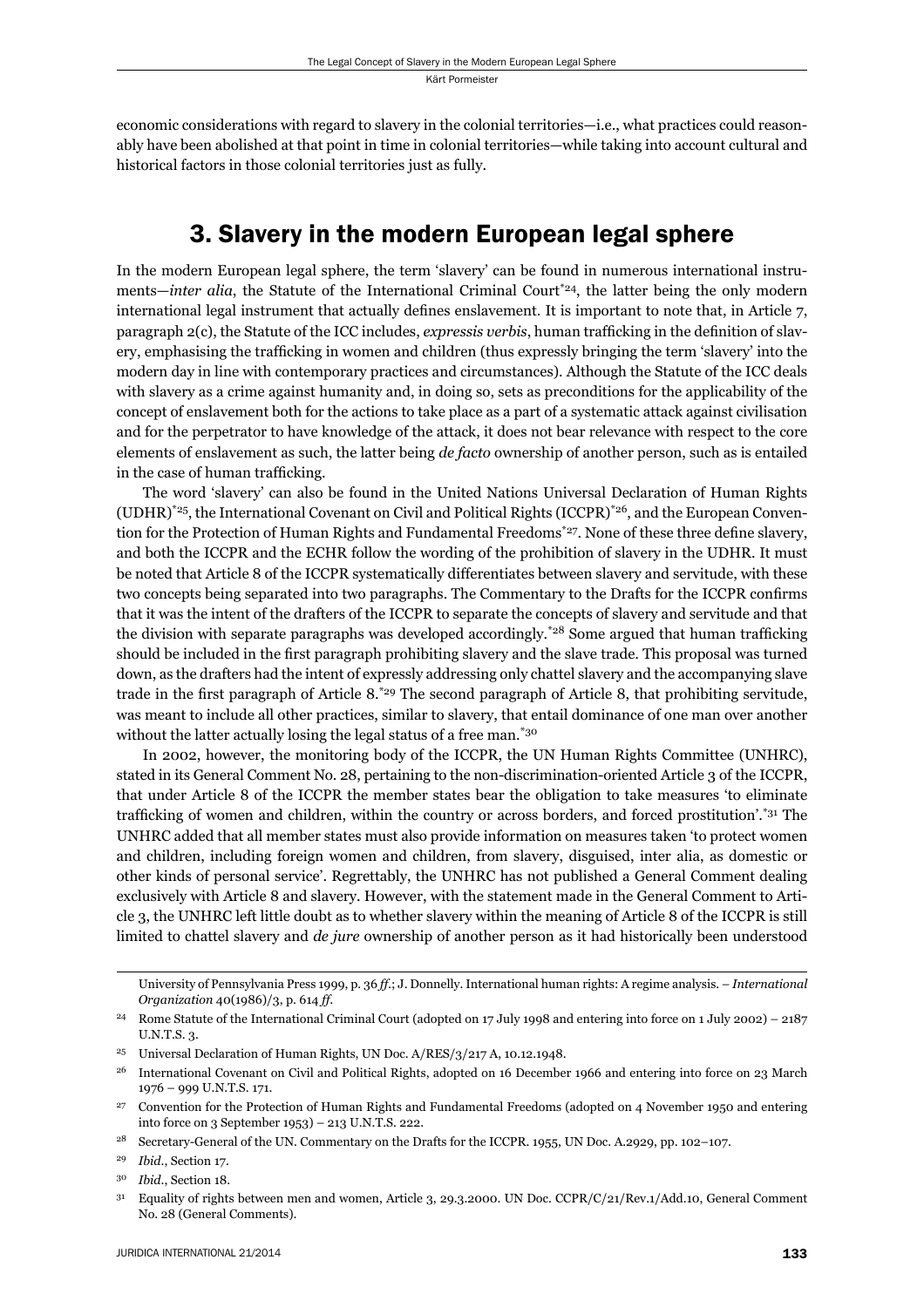economic considerations with regard to slavery in the colonial territories—i.e., what practices could reasonably have been abolished at that point in time in colonial territories—while taking into account cultural and historical factors in those colonial territories just as fully.

## 3. Slavery in the modern European legal sphere

In the modern European legal sphere, the term 'slavery' can be found in numerous international instruments—*inter alia*, the Statute of the International Criminal Court[*24], the latter being the only modern international legal instrument that actually defines enslavement. It is important to note that, in Article 7, paragraph 2(c), the Statute of the ICC includes, *expressis verbis*, human trafficking in the definition of slavery, emphasising the trafficking in women and children (thus expressly bringing the term 'slavery' into the modern day in line with contemporary practices and circumstances). Although the Statute of the ICC deals with slavery as a crime against humanity and, in doing so, sets as preconditions for the applicability of the concept of enslavement both for the actions to take place as a part of a systematic attack against civilisation and for the perpetrator to have knowledge of the attack, it does not bear relevance with respect to the core elements of enslavement as such, the latter being *de facto* ownership of another person, such as is entailed in the case of human trafficking.

The word 'slavery' can also be found in the United Nations Universal Declaration of Human Rights (UDHR)[*25], the International Covenant on Civil and Political Rights (ICCPR)[*26], and the European Convention for the Protection of Human Rights and Fundamental Freedoms[*27]. None of these three define slavery, and both the ICCPR and the ECHR follow the wording of the prohibition of slavery in the UDHR. It must be noted that Article 8 of the ICCPR systematically differentiates between slavery and servitude, with these two concepts being separated into two paragraphs. The Commentary to the Drafts for the ICCPR confirms that it was the intent of the drafters of the ICCPR to separate the concepts of slavery and servitude and that the division with separate paragraphs was developed accordingly.[*28] Some argued that human trafficking should be included in the first paragraph prohibiting slavery and the slave trade. This proposal was turned down, as the drafters had the intent of expressly addressing only chattel slavery and the accompanying slave trade in the first paragraph of Article 8.[*29] The second paragraph of Article 8, that prohibiting servitude, was meant to include all other practices, similar to slavery, that entail dominance of one man over another without the latter actually losing the legal status of a free man.[*30]

In 2002, however, the monitoring body of the ICCPR, the UN Human Rights Committee (UNHRC), stated in its General Comment No. 28, pertaining to the non-discrimination-oriented Article 3 of the ICCPR, that under Article 8 of the ICCPR the member states bear the obligation to take measures 'to eliminate trafficking of women and children, within the country or across borders, and forced prostitution'.[*31] The UNHRC added that all member states must also provide information on measures taken 'to protect women and children, including foreign women and children, from slavery, disguised, inter alia, as domestic or other kinds of personal service'. Regrettably, the UNHRC has not published a General Comment dealing exclusively with Article 8 and slavery. However, with the statement made in the General Comment to Article 3, the UNHRC left little doubt as to whether slavery within the meaning of Article 8 of the ICCPR is still limited to chattel slavery and *de jure* ownership of another person as it had historically been understood

---

University of Pennsylvania Press 1999, p. 36 *ff.*; J. Donnelly. International human rights: A regime analysis. – *International Organization* 40(1986)/3, p. 614 *ff.*

24 Rome Statute of the International Criminal Court (adopted on 17 July 1998 and entering into force on 1 July 2002) – 2187 U.N.T.S. 3.

25 Universal Declaration of Human Rights, UN Doc. A/RES/3/217 A, 10.12.1948.

26 International Covenant on Civil and Political Rights, adopted on 16 December 1966 and entering into force on 23 March 1976 – 999 U.N.T.S. 171.

27 Convention for the Protection of Human Rights and Fundamental Freedoms (adopted on 4 November 1950 and entering into force on 3 September 1953) – 213 U.N.T.S. 222.

28 Secretary-General of the UN. Commentary on the Drafts for the ICCPR. 1955, UN Doc. A.2929, pp. 102–107.

29 *Ibid.*, Section 17.

30 *Ibid.*, Section 18.

31 Equality of rights between men and women, Article 3, 29.3.2000. UN Doc. CCPR/C/21/Rev.1/Add.10, General Comment No. 28 (General Comments).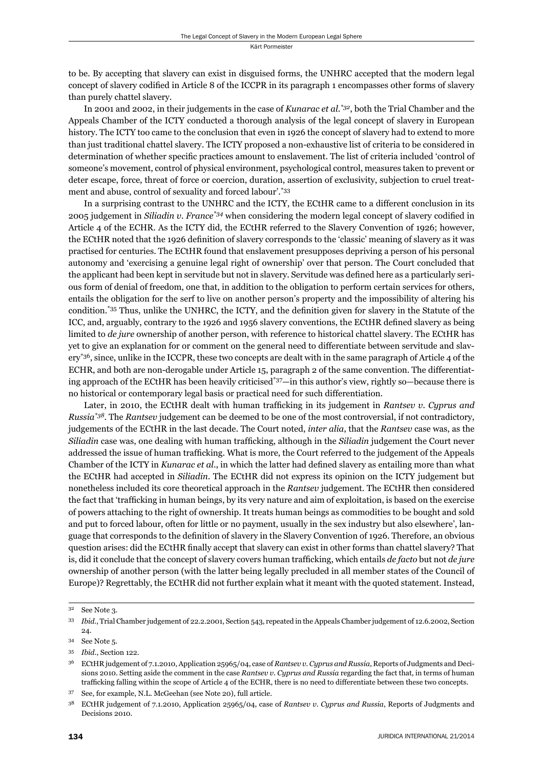to be. By accepting that slavery can exist in disguised forms, the UNHRC accepted that the modern legal concept of slavery codified in Article 8 of the ICCPR in its paragraph 1 encompasses other forms of slavery than purely chattel slavery.

In 2001 and 2002, in their judgements in the case of *Kunarac et al.*[*32], both the Trial Chamber and the Appeals Chamber of the ICTY conducted a thorough analysis of the legal concept of slavery in European history. The ICTY too came to the conclusion that even in 1926 the concept of slavery had to extend to more than just traditional chattel slavery. The ICTY proposed a non-exhaustive list of criteria to be considered in determination of whether specific practices amount to enslavement. The list of criteria included 'control of someone's movement, control of physical environment, psychological control, measures taken to prevent or deter escape, force, threat of force or coercion, duration, assertion of exclusivity, subjection to cruel treatment and abuse, control of sexuality and forced labour'.[*33]

In a surprising contrast to the UNHRC and the ICTY, the ECtHR came to a different conclusion in its 2005 judgement in *Siliadin v. France*[*34] when considering the modern legal concept of slavery codified in Article 4 of the ECHR. As the ICTY did, the ECtHR referred to the Slavery Convention of 1926; however, the ECtHR noted that the 1926 definition of slavery corresponds to the 'classic' meaning of slavery as it was practised for centuries. The ECtHR found that enslavement presupposes depriving a person of his personal autonomy and 'exercising a genuine legal right of ownership' over that person. The Court concluded that the applicant had been kept in servitude but not in slavery. Servitude was defined here as a particularly serious form of denial of freedom, one that, in addition to the obligation to perform certain services for others, entails the obligation for the serf to live on another person's property and the impossibility of altering his condition.[*35] Thus, unlike the UNHRC, the ICTY, and the definition given for slavery in the Statute of the ICC, and, arguably, contrary to the 1926 and 1956 slavery conventions, the ECtHR defined slavery as being limited to *de jure* ownership of another person, with reference to historical chattel slavery. The ECtHR has yet to give an explanation for or comment on the general need to differentiate between servitude and slavery[*36], since, unlike in the ICCPR, these two concepts are dealt with in the same paragraph of Article 4 of the ECHR, and both are non-derogable under Article 15, paragraph 2 of the same convention. The differentiating approach of the ECtHR has been heavily criticised[*37]—in this author's view, rightly so—because there is no historical or contemporary legal basis or practical need for such differentiation.

Later, in 2010, the ECtHR dealt with human trafficking in its judgement in *Rantsev v. Cyprus and Russia*[*38]. The *Rantsev* judgement can be deemed to be one of the most controversial, if not contradictory, judgements of the ECtHR in the last decade. The Court noted, *inter alia*, that the *Rantsev* case was, as the *Siliadin* case was, one dealing with human trafficking, although in the *Siliadin* judgement the Court never addressed the issue of human trafficking. What is more, the Court referred to the judgement of the Appeals Chamber of the ICTY in *Kunarac et al.*, in which the latter had defined slavery as entailing more than what the ECtHR had accepted in *Siliadin*. The ECtHR did not express its opinion on the ICTY judgement but nonetheless included its core theoretical approach in the *Rantsev* judgement. The ECtHR then considered the fact that 'trafficking in human beings, by its very nature and aim of exploitation, is based on the exercise of powers attaching to the right of ownership. It treats human beings as commodities to be bought and sold and put to forced labour, often for little or no payment, usually in the sex industry but also elsewhere', language that corresponds to the definition of slavery in the Slavery Convention of 1926. Therefore, an obvious question arises: did the ECtHR finally accept that slavery can exist in other forms than chattel slavery? That is, did it conclude that the concept of slavery covers human trafficking, which entails *de facto* but not *de jure* ownership of another person (with the latter being legally precluded in all member states of the Council of Europe)? Regrettably, the ECtHR did not further explain what it meant with the quoted statement. Instead,

---

32 See Note 3.

33 *Ibid.*, Trial Chamber judgement of 22.2.2001, Section 543, repeated in the Appeals Chamber judgement of 12.6.2002, Section 24.

34 See Note 5.

35 *Ibid.*, Section 122.

36 ECtHR judgement of 7.1.2010, Application 25965/04, case of *Rantsev v. Cyprus and Russia*, Reports of Judgments and Decisions 2010. Setting aside the comment in the case *Rantsev v. Cyprus and Russia* regarding the fact that, in terms of human trafficking falling within the scope of Article 4 of the ECHR, there is no need to differentiate between these two concepts.

37 See, for example, N.L. McGeehan (see Note 20), full article.

38 ECtHR judgement of 7.1.2010, Application 25965/04, case of *Rantsev v. Cyprus and Russia*, Reports of Judgments and Decisions 2010.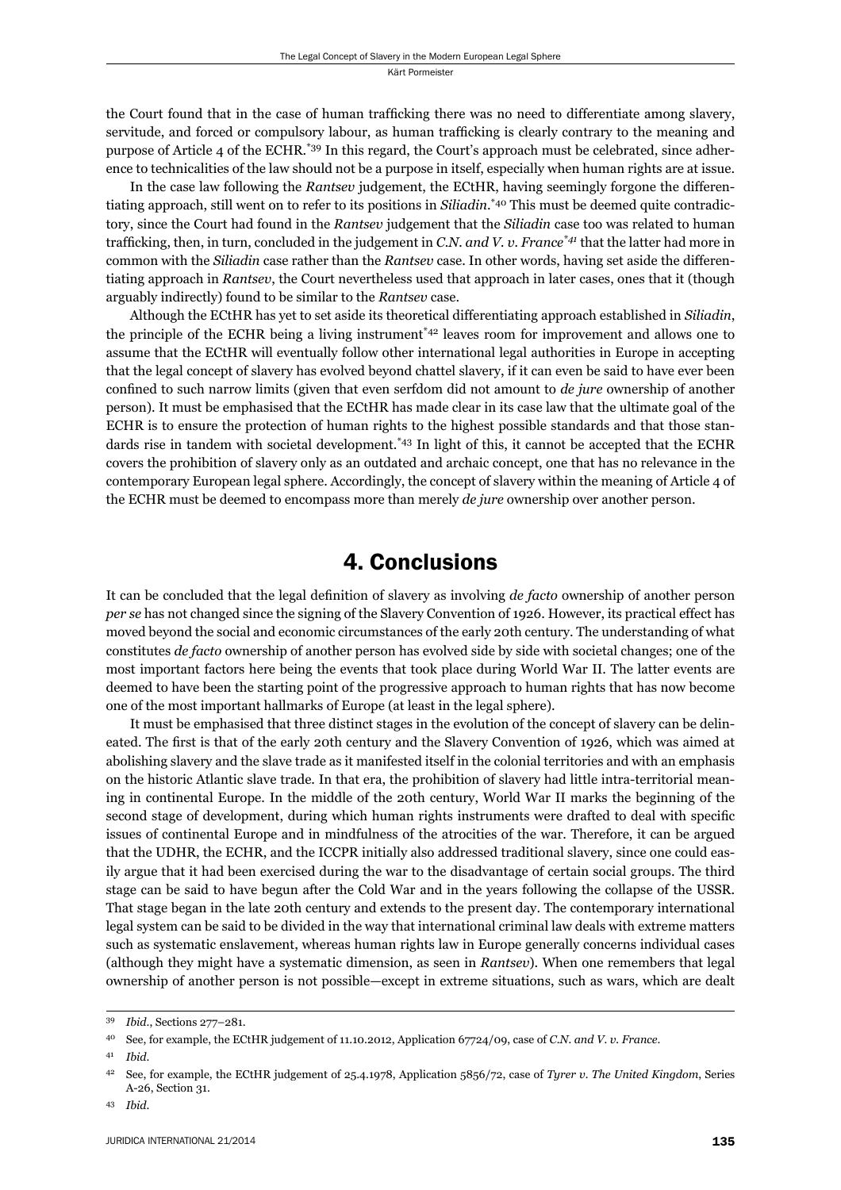the Court found that in the case of human trafficking there was no need to differentiate among slavery, servitude, and forced or compulsory labour, as human trafficking is clearly contrary to the meaning and purpose of Article 4 of the ECHR.[*39] In this regard, the Court's approach must be celebrated, since adherence to technicalities of the law should not be a purpose in itself, especially when human rights are at issue.

In the case law following the *Rantsev* judgement, the ECtHR, having seemingly forgone the differentiating approach, still went on to refer to its positions in *Siliadin*.[*40] This must be deemed quite contradictory, since the Court had found in the *Rantsev* judgement that the *Siliadin* case too was related to human trafficking, then, in turn, concluded in the judgement in *C.N. and V. v. France*[*41] that the latter had more in common with the *Siliadin* case rather than the *Rantsev* case. In other words, having set aside the differentiating approach in *Rantsev*, the Court nevertheless used that approach in later cases, ones that it (though arguably indirectly) found to be similar to the *Rantsev* case.

Although the ECtHR has yet to set aside its theoretical differentiating approach established in *Siliadin*, the principle of the ECHR being a living instrument[*42] leaves room for improvement and allows one to assume that the ECtHR will eventually follow other international legal authorities in Europe in accepting that the legal concept of slavery has evolved beyond chattel slavery, if it can even be said to have ever been confined to such narrow limits (given that even serfdom did not amount to *de jure* ownership of another person). It must be emphasised that the ECtHR has made clear in its case law that the ultimate goal of the ECHR is to ensure the protection of human rights to the highest possible standards and that those standards rise in tandem with societal development.[*43] In light of this, it cannot be accepted that the ECHR covers the prohibition of slavery only as an outdated and archaic concept, one that has no relevance in the contemporary European legal sphere. Accordingly, the concept of slavery within the meaning of Article 4 of the ECHR must be deemed to encompass more than merely *de jure* ownership over another person.

## 4. Conclusions

It can be concluded that the legal definition of slavery as involving *de facto* ownership of another person *per se* has not changed since the signing of the Slavery Convention of 1926. However, its practical effect has moved beyond the social and economic circumstances of the early 20th century. The understanding of what constitutes *de facto* ownership of another person has evolved side by side with societal changes; one of the most important factors here being the events that took place during World War II. The latter events are deemed to have been the starting point of the progressive approach to human rights that has now become one of the most important hallmarks of Europe (at least in the legal sphere).

It must be emphasised that three distinct stages in the evolution of the concept of slavery can be delineated. The first is that of the early 20th century and the Slavery Convention of 1926, which was aimed at abolishing slavery and the slave trade as it manifested itself in the colonial territories and with an emphasis on the historic Atlantic slave trade. In that era, the prohibition of slavery had little intra-territorial meaning in continental Europe. In the middle of the 20th century, World War II marks the beginning of the second stage of development, during which human rights instruments were drafted to deal with specific issues of continental Europe and in mindfulness of the atrocities of the war. Therefore, it can be argued that the UDHR, the ECHR, and the ICCPR initially also addressed traditional slavery, since one could easily argue that it had been exercised during the war to the disadvantage of certain social groups. The third stage can be said to have begun after the Cold War and in the years following the collapse of the USSR. That stage began in the late 20th century and extends to the present day. The contemporary international legal system can be said to be divided in the way that international criminal law deals with extreme matters such as systematic enslavement, whereas human rights law in Europe generally concerns individual cases (although they might have a systematic dimension, as seen in *Rantsev*). When one remembers that legal ownership of another person is not possible—except in extreme situations, such as wars, which are dealt

---

[39] *Ibid.*, Sections 277–281.

[40] See, for example, the ECtHR judgement of 11.10.2012, Application 67724/09, case of *C.N. and V. v. France*.

[41] *Ibid.*

[42] See, for example, the ECtHR judgement of 25.4.1978, Application 5856/72, case of *Tyrer v. The United Kingdom*, Series A-26, Section 31.

[43] *Ibid.*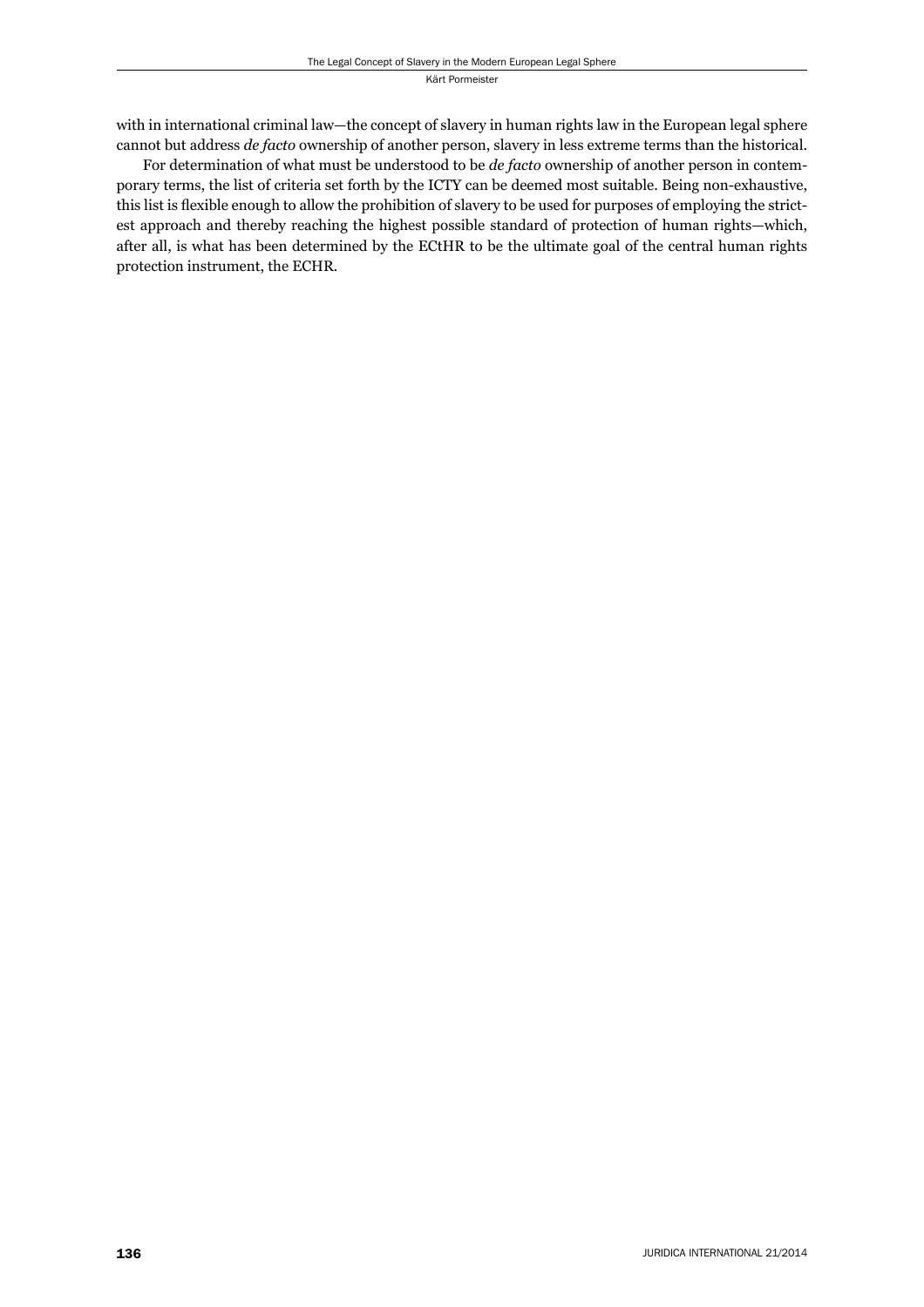with in international criminal law—the concept of slavery in human rights law in the European legal sphere cannot but address *de facto* ownership of another person, slavery in less extreme terms than the historical.

For determination of what must be understood to be *de facto* ownership of another person in contemporary terms, the list of criteria set forth by the ICTY can be deemed most suitable. Being non-exhaustive, this list is flexible enough to allow the prohibition of slavery to be used for purposes of employing the strictest approach and thereby reaching the highest possible standard of protection of human rights—which, after all, is what has been determined by the ECtHR to be the ultimate goal of the central human rights protection instrument, the ECHR.